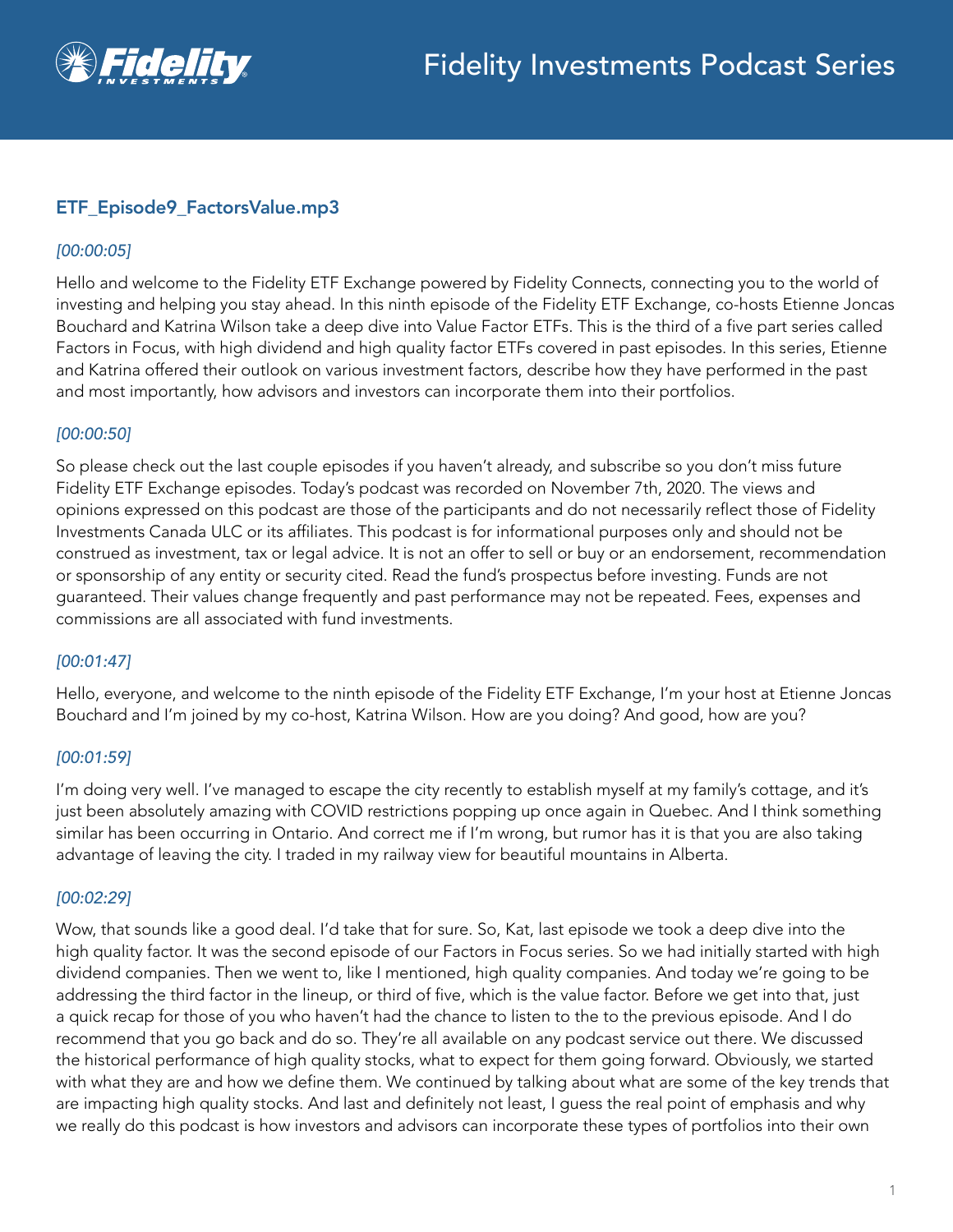## ETF_Episode9_FactorsValue.mp3

*[00:00:05]*

Hello and welcome to the Fidelity ETF Exchange powered by Fidelity Connects, connecting you to the world of investing and helping you stay ahead. In this ninth episode of the Fidelity ETF Exchange, co-hosts Etienne Joncas Bouchard and Katrina Wilson take a deep dive into Value Factor ETFs. This is the third of a five part series called Factors in Focus, with high dividend and high quality factor ETFs covered in past episodes. In this series, Etienne and Katrina offered their outlook on various investment factors, describe how they have performed in the past and most importantly, how advisors and investors can incorporate them into their portfolios.

*[00:00:50]*

So please check out the last couple episodes if you haven't already, and subscribe so you don't miss future Fidelity ETF Exchange episodes. Today's podcast was recorded on November 7th, 2020. The views and opinions expressed on this podcast are those of the participants and do not necessarily reflect those of Fidelity Investments Canada ULC or its affiliates. This podcast is for informational purposes only and should not be construed as investment, tax or legal advice. It is not an offer to sell or buy or an endorsement, recommendation or sponsorship of any entity or security cited. Read the fund's prospectus before investing. Funds are not guaranteed. Their values change frequently and past performance may not be repeated. Fees, expenses and commissions are all associated with fund investments.

*[00:01:47]*

Hello, everyone, and welcome to the ninth episode of the Fidelity ETF Exchange, I'm your host at Etienne Joncas Bouchard and I'm joined by my co-host, Katrina Wilson. How are you doing? And good, how are you?

*[00:01:59]*

I'm doing very well. I've managed to escape the city recently to establish myself at my family's cottage, and it's just been absolutely amazing with COVID restrictions popping up once again in Quebec. And I think something similar has been occurring in Ontario. And correct me if I'm wrong, but rumor has it is that you are also taking advantage of leaving the city. I traded in my railway view for beautiful mountains in Alberta.

*[00:02:29]*

Wow, that sounds like a good deal. I'd take that for sure. So, Kat, last episode we took a deep dive into the high quality factor. It was the second episode of our Factors in Focus series. So we had initially started with high dividend companies. Then we went to, like I mentioned, high quality companies. And today we're going to be addressing the third factor in the lineup, or third of five, which is the value factor. Before we get into that, just a quick recap for those of you who haven't had the chance to listen to the to the previous episode. And I do recommend that you go back and do so. They're all available on any podcast service out there. We discussed the historical performance of high quality stocks, what to expect for them going forward. Obviously, we started with what they are and how we define them. We continued by talking about what are some of the key trends that are impacting high quality stocks. And last and definitely not least, I guess the real point of emphasis and why we really do this podcast is how investors and advisors can incorporate these types of portfolios into their own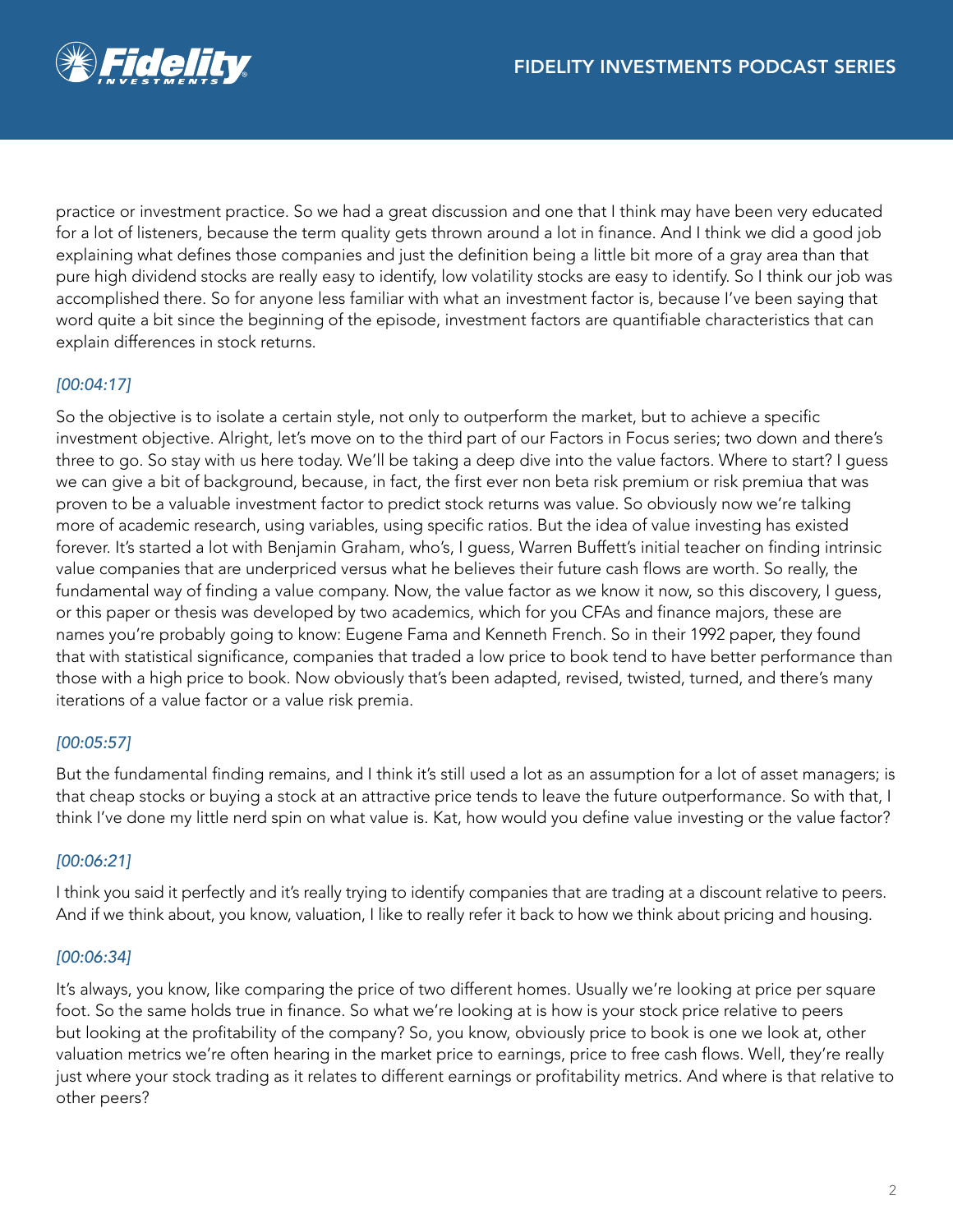practice or investment practice. So we had a great discussion and one that I think may have been very educated for a lot of listeners, because the term quality gets thrown around a lot in finance. And I think we did a good job explaining what defines those companies and just the definition being a little bit more of a gray area than that pure high dividend stocks are really easy to identify, low volatility stocks are easy to identify. So I think our job was accomplished there. So for anyone less familiar with what an investment factor is, because I've been saying that word quite a bit since the beginning of the episode, investment factors are quantifiable characteristics that can explain differences in stock returns.

*[00:04:17]*

So the objective is to isolate a certain style, not only to outperform the market, but to achieve a specific investment objective. Alright, let's move on to the third part of our Factors in Focus series; two down and there's three to go. So stay with us here today. We'll be taking a deep dive into the value factors. Where to start? I guess we can give a bit of background, because, in fact, the first ever non beta risk premium or risk premiua that was proven to be a valuable investment factor to predict stock returns was value. So obviously now we're talking more of academic research, using variables, using specific ratios. But the idea of value investing has existed forever. It's started a lot with Benjamin Graham, who's, I guess, Warren Buffett's initial teacher on finding intrinsic value companies that are underpriced versus what he believes their future cash flows are worth. So really, the fundamental way of finding a value company. Now, the value factor as we know it now, so this discovery, I guess, or this paper or thesis was developed by two academics, which for you CFAs and finance majors, these are names you're probably going to know: Eugene Fama and Kenneth French. So in their 1992 paper, they found that with statistical significance, companies that traded a low price to book tend to have better performance than those with a high price to book. Now obviously that's been adapted, revised, twisted, turned, and there's many iterations of a value factor or a value risk premia.

*[00:05:57]*

But the fundamental finding remains, and I think it's still used a lot as an assumption for a lot of asset managers; is that cheap stocks or buying a stock at an attractive price tends to leave the future outperformance. So with that, I think I've done my little nerd spin on what value is. Kat, how would you define value investing or the value factor?

*[00:06:21]*

I think you said it perfectly and it's really trying to identify companies that are trading at a discount relative to peers. And if we think about, you know, valuation, I like to really refer it back to how we think about pricing and housing.

*[00:06:34]*

It's always, you know, like comparing the price of two different homes. Usually we're looking at price per square foot. So the same holds true in finance. So what we're looking at is how is your stock price relative to peers but looking at the profitability of the company? So, you know, obviously price to book is one we look at, other valuation metrics we're often hearing in the market price to earnings, price to free cash flows. Well, they're really just where your stock trading as it relates to different earnings or profitability metrics. And where is that relative to other peers?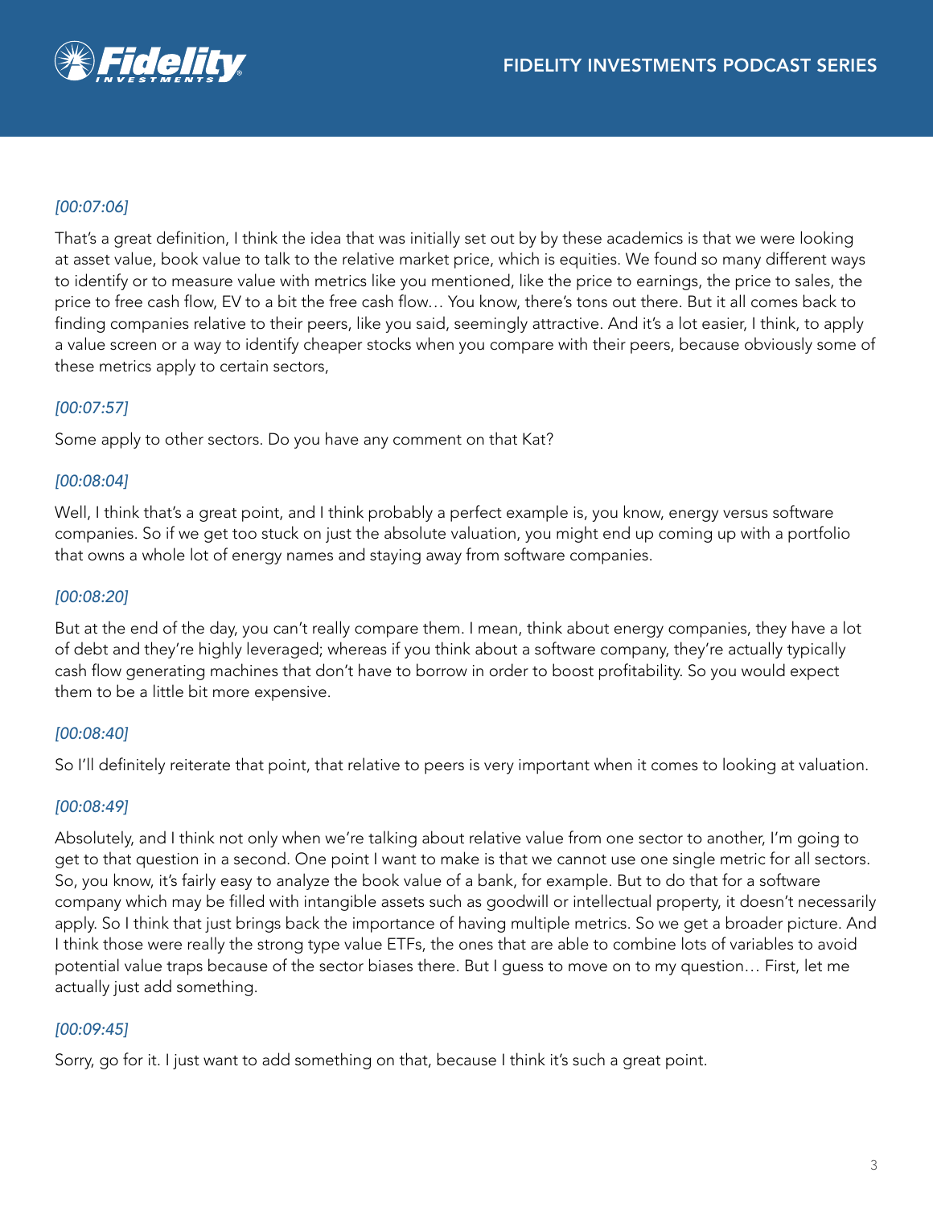*[00:07:06]*

That's a great definition, I think the idea that was initially set out by by these academics is that we were looking at asset value, book value to talk to the relative market price, which is equities. We found so many different ways to identify or to measure value with metrics like you mentioned, like the price to earnings, the price to sales, the price to free cash flow, EV to a bit the free cash flow… You know, there's tons out there. But it all comes back to finding companies relative to their peers, like you said, seemingly attractive. And it's a lot easier, I think, to apply a value screen or a way to identify cheaper stocks when you compare with their peers, because obviously some of these metrics apply to certain sectors,

*[00:07:57]*

Some apply to other sectors. Do you have any comment on that Kat?

*[00:08:04]*

Well, I think that's a great point, and I think probably a perfect example is, you know, energy versus software companies. So if we get too stuck on just the absolute valuation, you might end up coming up with a portfolio that owns a whole lot of energy names and staying away from software companies.

*[00:08:20]*

But at the end of the day, you can't really compare them. I mean, think about energy companies, they have a lot of debt and they're highly leveraged; whereas if you think about a software company, they're actually typically cash flow generating machines that don't have to borrow in order to boost profitability. So you would expect them to be a little bit more expensive.

*[00:08:40]*

So I'll definitely reiterate that point, that relative to peers is very important when it comes to looking at valuation.

*[00:08:49]*

Absolutely, and I think not only when we're talking about relative value from one sector to another, I'm going to get to that question in a second. One point I want to make is that we cannot use one single metric for all sectors. So, you know, it's fairly easy to analyze the book value of a bank, for example. But to do that for a software company which may be filled with intangible assets such as goodwill or intellectual property, it doesn't necessarily apply. So I think that just brings back the importance of having multiple metrics. So we get a broader picture. And I think those were really the strong type value ETFs, the ones that are able to combine lots of variables to avoid potential value traps because of the sector biases there. But I guess to move on to my question… First, let me actually just add something.

*[00:09:45]*

Sorry, go for it. I just want to add something on that, because I think it's such a great point.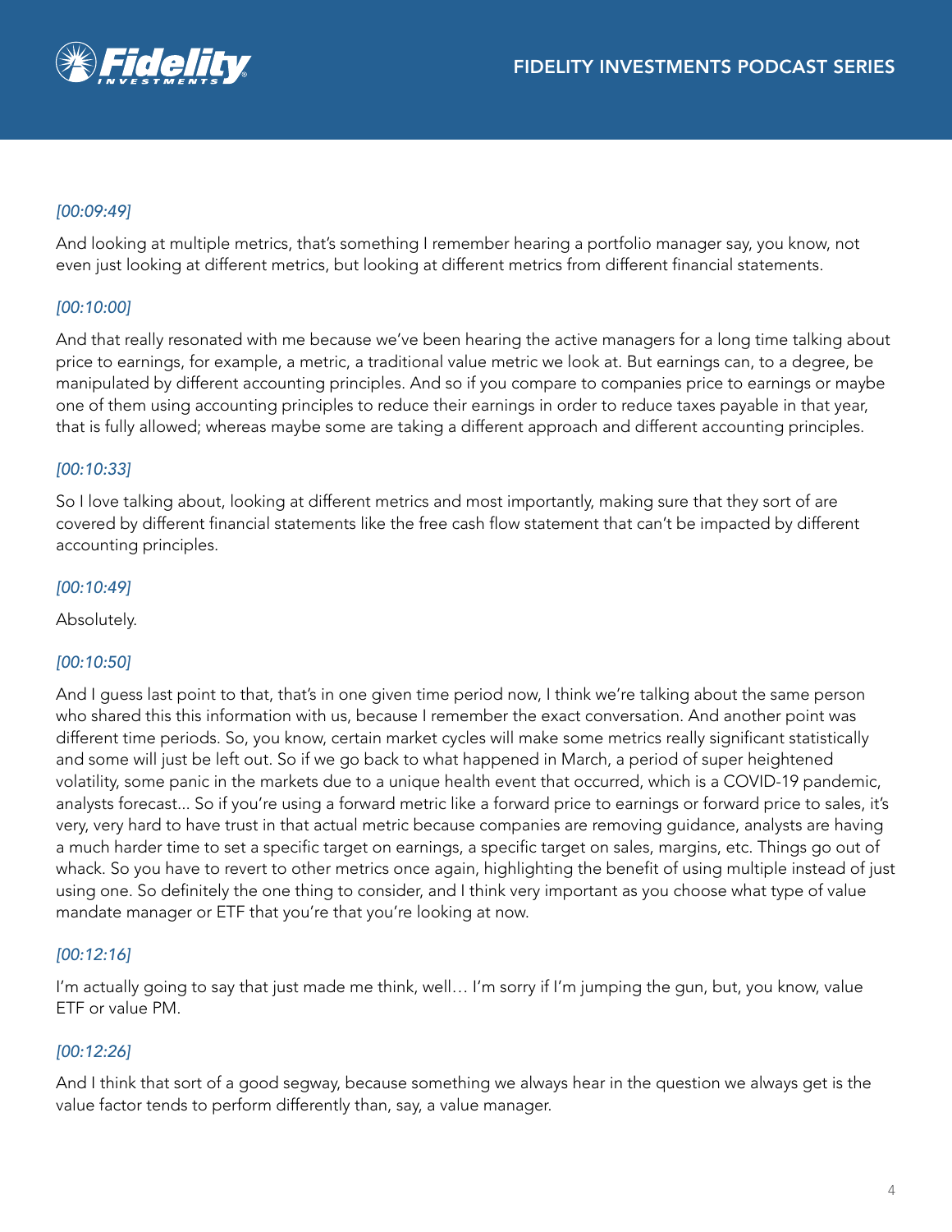*[00:09:49]*

And looking at multiple metrics, that's something I remember hearing a portfolio manager say, you know, not even just looking at different metrics, but looking at different metrics from different financial statements.

*[00:10:00]*

And that really resonated with me because we've been hearing the active managers for a long time talking about price to earnings, for example, a metric, a traditional value metric we look at. But earnings can, to a degree, be manipulated by different accounting principles. And so if you compare to companies price to earnings or maybe one of them using accounting principles to reduce their earnings in order to reduce taxes payable in that year, that is fully allowed; whereas maybe some are taking a different approach and different accounting principles.

*[00:10:33]*

So I love talking about, looking at different metrics and most importantly, making sure that they sort of are covered by different financial statements like the free cash flow statement that can't be impacted by different accounting principles.

*[00:10:49]*

Absolutely.

*[00:10:50]*

And I guess last point to that, that's in one given time period now, I think we're talking about the same person who shared this this information with us, because I remember the exact conversation. And another point was different time periods. So, you know, certain market cycles will make some metrics really significant statistically and some will just be left out. So if we go back to what happened in March, a period of super heightened volatility, some panic in the markets due to a unique health event that occurred, which is a COVID-19 pandemic, analysts forecast... So if you're using a forward metric like a forward price to earnings or forward price to sales, it's very, very hard to have trust in that actual metric because companies are removing guidance, analysts are having a much harder time to set a specific target on earnings, a specific target on sales, margins, etc. Things go out of whack. So you have to revert to other metrics once again, highlighting the benefit of using multiple instead of just using one. So definitely the one thing to consider, and I think very important as you choose what type of value mandate manager or ETF that you're that you're looking at now.

*[00:12:16]*

I'm actually going to say that just made me think, well… I'm sorry if I'm jumping the gun, but, you know, value ETF or value PM.

*[00:12:26]*

And I think that sort of a good segway, because something we always hear in the question we always get is the value factor tends to perform differently than, say, a value manager.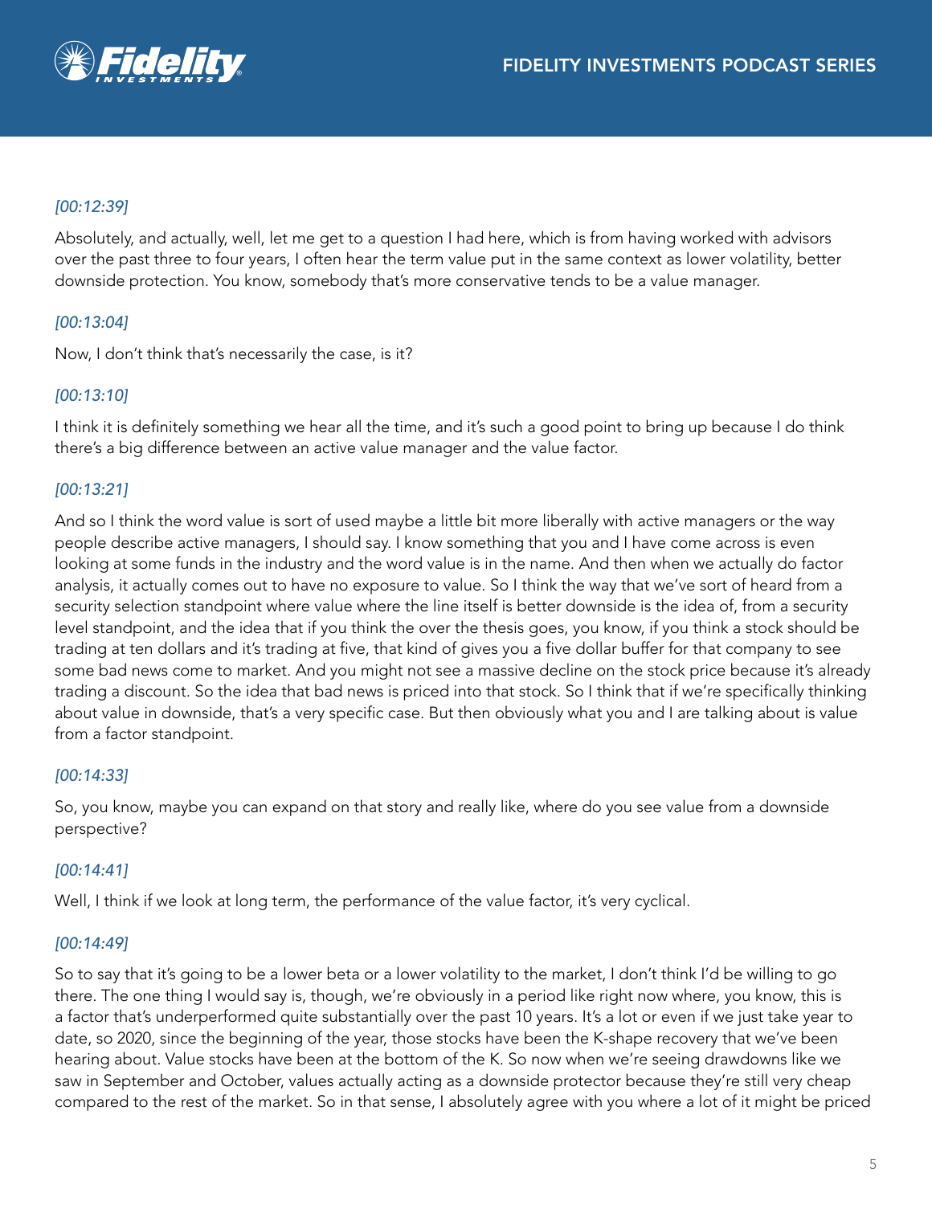*[00:12:39]*

Absolutely, and actually, well, let me get to a question I had here, which is from having worked with advisors over the past three to four years, I often hear the term value put in the same context as lower volatility, better downside protection. You know, somebody that's more conservative tends to be a value manager.

*[00:13:04]*

Now, I don't think that's necessarily the case, is it?

*[00:13:10]*

I think it is definitely something we hear all the time, and it's such a good point to bring up because I do think there's a big difference between an active value manager and the value factor.

*[00:13:21]*

And so I think the word value is sort of used maybe a little bit more liberally with active managers or the way people describe active managers, I should say. I know something that you and I have come across is even looking at some funds in the industry and the word value is in the name. And then when we actually do factor analysis, it actually comes out to have no exposure to value. So I think the way that we've sort of heard from a security selection standpoint where value where the line itself is better downside is the idea of, from a security level standpoint, and the idea that if you think the over the thesis goes, you know, if you think a stock should be trading at ten dollars and it's trading at five, that kind of gives you a five dollar buffer for that company to see some bad news come to market. And you might not see a massive decline on the stock price because it's already trading a discount. So the idea that bad news is priced into that stock. So I think that if we're specifically thinking about value in downside, that's a very specific case. But then obviously what you and I are talking about is value from a factor standpoint.

*[00:14:33]*

So, you know, maybe you can expand on that story and really like, where do you see value from a downside perspective?

*[00:14:41]*

Well, I think if we look at long term, the performance of the value factor, it's very cyclical.

*[00:14:49]*

So to say that it's going to be a lower beta or a lower volatility to the market, I don't think I'd be willing to go there. The one thing I would say is, though, we're obviously in a period like right now where, you know, this is a factor that's underperformed quite substantially over the past 10 years. It's a lot or even if we just take year to date, so 2020, since the beginning of the year, those stocks have been the K-shape recovery that we've been hearing about. Value stocks have been at the bottom of the K. So now when we're seeing drawdowns like we saw in September and October, values actually acting as a downside protector because they're still very cheap compared to the rest of the market. So in that sense, I absolutely agree with you where a lot of it might be priced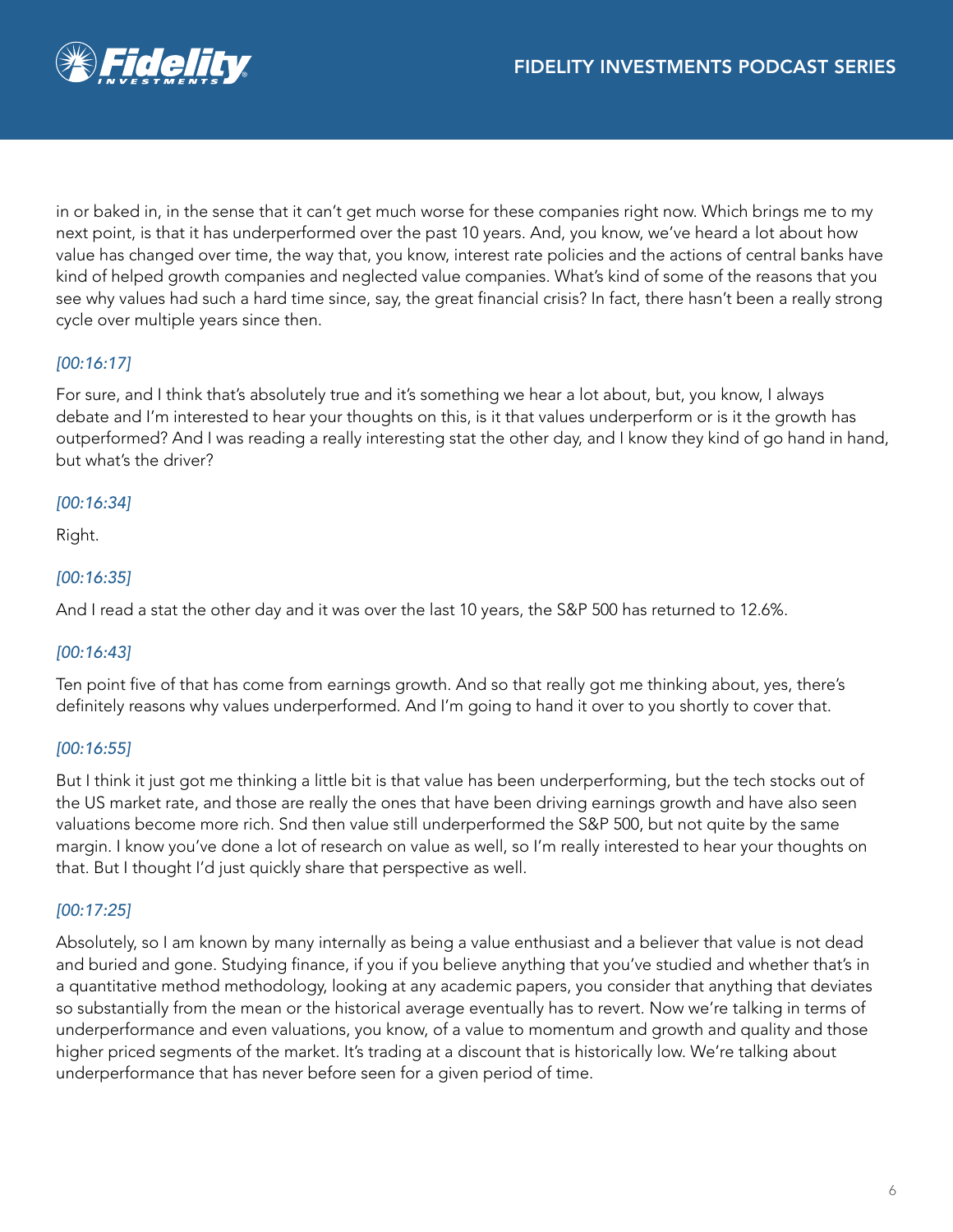in or baked in, in the sense that it can't get much worse for these companies right now. Which brings me to my next point, is that it has underperformed over the past 10 years. And, you know, we've heard a lot about how value has changed over time, the way that, you know, interest rate policies and the actions of central banks have kind of helped growth companies and neglected value companies. What's kind of some of the reasons that you see why values had such a hard time since, say, the great financial crisis? In fact, there hasn't been a really strong cycle over multiple years since then.

*[00:16:17]*

For sure, and I think that's absolutely true and it's something we hear a lot about, but, you know, I always debate and I'm interested to hear your thoughts on this, is it that values underperform or is it the growth has outperformed? And I was reading a really interesting stat the other day, and I know they kind of go hand in hand, but what's the driver?

*[00:16:34]*

Right.

*[00:16:35]*

And I read a stat the other day and it was over the last 10 years, the S&P 500 has returned to 12.6%.

*[00:16:43]*

Ten point five of that has come from earnings growth. And so that really got me thinking about, yes, there's definitely reasons why values underperformed. And I'm going to hand it over to you shortly to cover that.

*[00:16:55]*

But I think it just got me thinking a little bit is that value has been underperforming, but the tech stocks out of the US market rate, and those are really the ones that have been driving earnings growth and have also seen valuations become more rich. Snd then value still underperformed the S&P 500, but not quite by the same margin. I know you've done a lot of research on value as well, so I'm really interested to hear your thoughts on that. But I thought I'd just quickly share that perspective as well.

*[00:17:25]*

Absolutely, so I am known by many internally as being a value enthusiast and a believer that value is not dead and buried and gone. Studying finance, if you if you believe anything that you've studied and whether that's in a quantitative method methodology, looking at any academic papers, you consider that anything that deviates so substantially from the mean or the historical average eventually has to revert. Now we're talking in terms of underperformance and even valuations, you know, of a value to momentum and growth and quality and those higher priced segments of the market. It's trading at a discount that is historically low. We're talking about underperformance that has never before seen for a given period of time.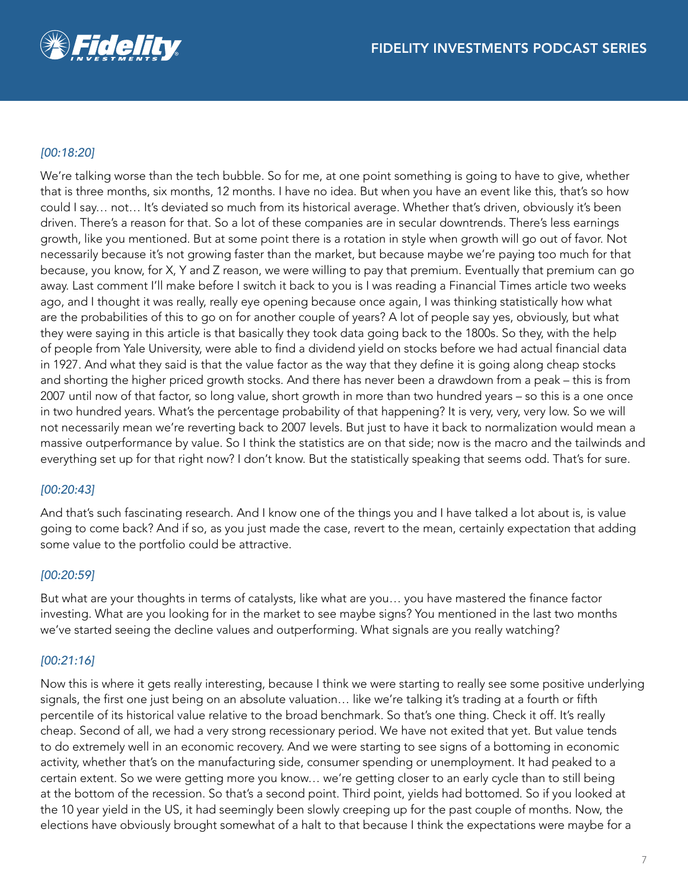*[00:18:20]*

We're talking worse than the tech bubble. So for me, at one point something is going to have to give, whether that is three months, six months, 12 months. I have no idea. But when you have an event like this, that's so how could I say… not… It's deviated so much from its historical average. Whether that's driven, obviously it's been driven. There's a reason for that. So a lot of these companies are in secular downtrends. There's less earnings growth, like you mentioned. But at some point there is a rotation in style when growth will go out of favor. Not necessarily because it's not growing faster than the market, but because maybe we're paying too much for that because, you know, for X, Y and Z reason, we were willing to pay that premium. Eventually that premium can go away. Last comment I'll make before I switch it back to you is I was reading a Financial Times article two weeks ago, and I thought it was really, really eye opening because once again, I was thinking statistically how what are the probabilities of this to go on for another couple of years? A lot of people say yes, obviously, but what they were saying in this article is that basically they took data going back to the 1800s. So they, with the help of people from Yale University, were able to find a dividend yield on stocks before we had actual financial data in 1927. And what they said is that the value factor as the way that they define it is going along cheap stocks and shorting the higher priced growth stocks. And there has never been a drawdown from a peak – this is from 2007 until now of that factor, so long value, short growth in more than two hundred years – so this is a one once in two hundred years. What's the percentage probability of that happening? It is very, very, very low. So we will not necessarily mean we're reverting back to 2007 levels. But just to have it back to normalization would mean a massive outperformance by value. So I think the statistics are on that side; now is the macro and the tailwinds and everything set up for that right now? I don't know. But the statistically speaking that seems odd. That's for sure.

*[00:20:43]*

And that's such fascinating research. And I know one of the things you and I have talked a lot about is, is value going to come back? And if so, as you just made the case, revert to the mean, certainly expectation that adding some value to the portfolio could be attractive.

*[00:20:59]*

But what are your thoughts in terms of catalysts, like what are you… you have mastered the finance factor investing. What are you looking for in the market to see maybe signs? You mentioned in the last two months we've started seeing the decline values and outperforming. What signals are you really watching?

*[00:21:16]*

Now this is where it gets really interesting, because I think we were starting to really see some positive underlying signals, the first one just being on an absolute valuation… like we're talking it's trading at a fourth or fifth percentile of its historical value relative to the broad benchmark. So that's one thing. Check it off. It's really cheap. Second of all, we had a very strong recessionary period. We have not exited that yet. But value tends to do extremely well in an economic recovery. And we were starting to see signs of a bottoming in economic activity, whether that's on the manufacturing side, consumer spending or unemployment. It had peaked to a certain extent. So we were getting more you know… we're getting closer to an early cycle than to still being at the bottom of the recession. So that's a second point. Third point, yields had bottomed. So if you looked at the 10 year yield in the US, it had seemingly been slowly creeping up for the past couple of months. Now, the elections have obviously brought somewhat of a halt to that because I think the expectations were maybe for a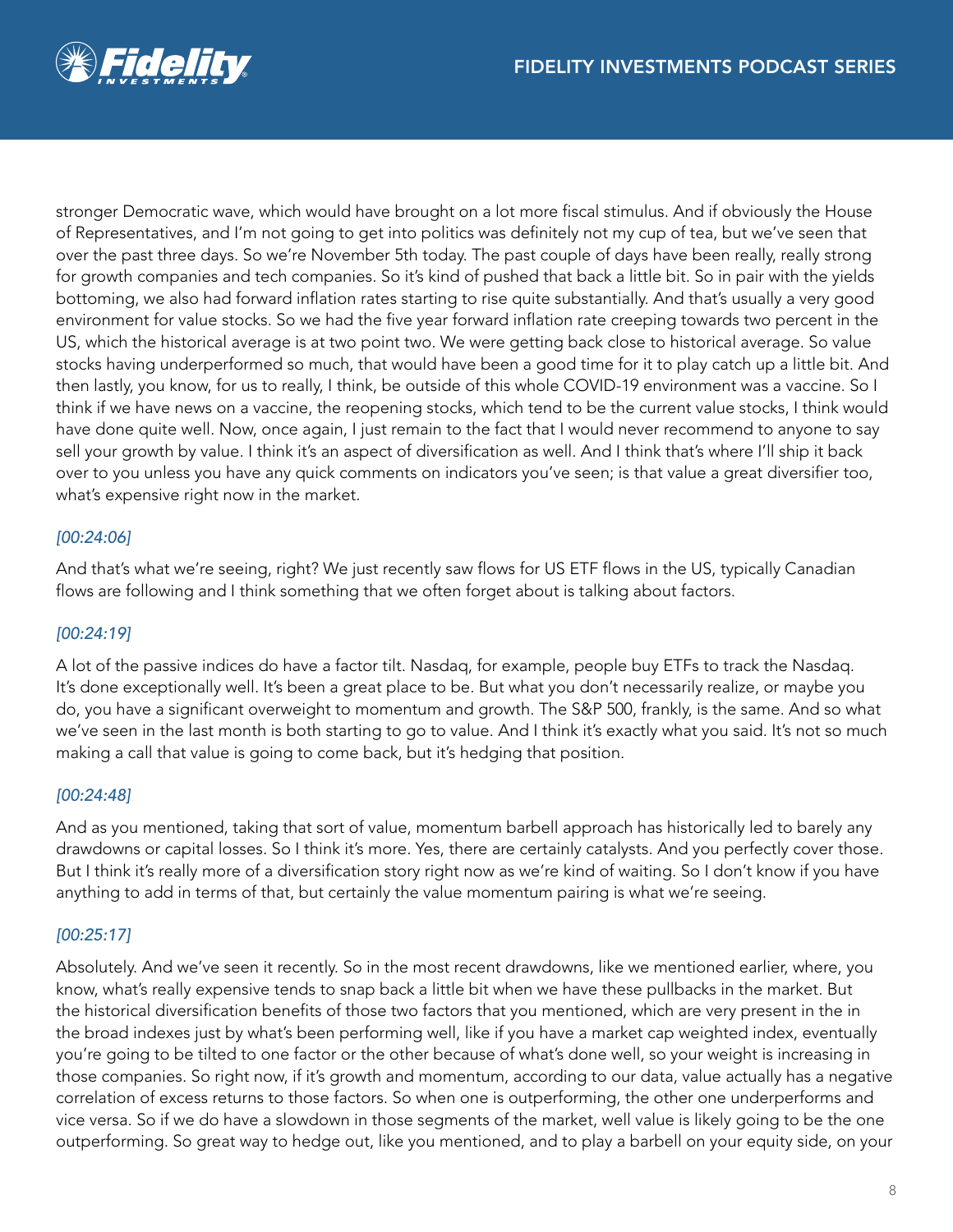stronger Democratic wave, which would have brought on a lot more fiscal stimulus. And if obviously the House of Representatives, and I'm not going to get into politics was definitely not my cup of tea, but we've seen that over the past three days. So we're November 5th today. The past couple of days have been really, really strong for growth companies and tech companies. So it's kind of pushed that back a little bit. So in pair with the yields bottoming, we also had forward inflation rates starting to rise quite substantially. And that's usually a very good environment for value stocks. So we had the five year forward inflation rate creeping towards two percent in the US, which the historical average is at two point two. We were getting back close to historical average. So value stocks having underperformed so much, that would have been a good time for it to play catch up a little bit. And then lastly, you know, for us to really, I think, be outside of this whole COVID-19 environment was a vaccine. So I think if we have news on a vaccine, the reopening stocks, which tend to be the current value stocks, I think would have done quite well. Now, once again, I just remain to the fact that I would never recommend to anyone to say sell your growth by value. I think it's an aspect of diversification as well. And I think that's where I'll ship it back over to you unless you have any quick comments on indicators you've seen; is that value a great diversifier too, what's expensive right now in the market.

*[00:24:06]*

And that's what we're seeing, right? We just recently saw flows for US ETF flows in the US, typically Canadian flows are following and I think something that we often forget about is talking about factors.

*[00:24:19]*

A lot of the passive indices do have a factor tilt. Nasdaq, for example, people buy ETFs to track the Nasdaq. It's done exceptionally well. It's been a great place to be. But what you don't necessarily realize, or maybe you do, you have a significant overweight to momentum and growth. The S&P 500, frankly, is the same. And so what we've seen in the last month is both starting to go to value. And I think it's exactly what you said. It's not so much making a call that value is going to come back, but it's hedging that position.

*[00:24:48]*

And as you mentioned, taking that sort of value, momentum barbell approach has historically led to barely any drawdowns or capital losses. So I think it's more. Yes, there are certainly catalysts. And you perfectly cover those. But I think it's really more of a diversification story right now as we're kind of waiting. So I don't know if you have anything to add in terms of that, but certainly the value momentum pairing is what we're seeing.

*[00:25:17]*

Absolutely. And we've seen it recently. So in the most recent drawdowns, like we mentioned earlier, where, you know, what's really expensive tends to snap back a little bit when we have these pullbacks in the market. But the historical diversification benefits of those two factors that you mentioned, which are very present in the in the broad indexes just by what's been performing well, like if you have a market cap weighted index, eventually you're going to be tilted to one factor or the other because of what's done well, so your weight is increasing in those companies. So right now, if it's growth and momentum, according to our data, value actually has a negative correlation of excess returns to those factors. So when one is outperforming, the other one underperforms and vice versa. So if we do have a slowdown in those segments of the market, well value is likely going to be the one outperforming. So great way to hedge out, like you mentioned, and to play a barbell on your equity side, on your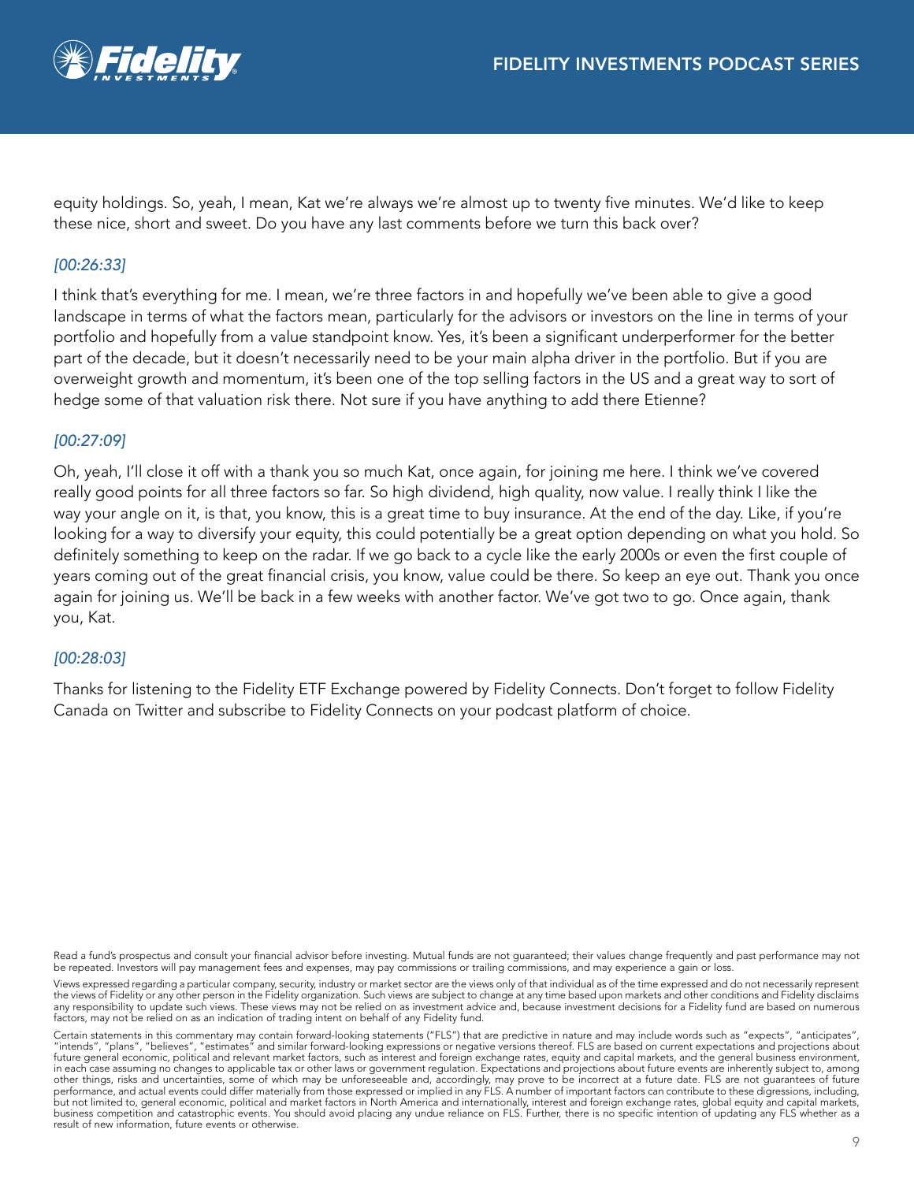equity holdings. So, yeah, I mean, Kat we're always we're almost up to twenty five minutes. We'd like to keep these nice, short and sweet. Do you have any last comments before we turn this back over?

*[00:26:33]*

I think that's everything for me. I mean, we're three factors in and hopefully we've been able to give a good landscape in terms of what the factors mean, particularly for the advisors or investors on the line in terms of your portfolio and hopefully from a value standpoint know. Yes, it's been a significant underperformer for the better part of the decade, but it doesn't necessarily need to be your main alpha driver in the portfolio. But if you are overweight growth and momentum, it's been one of the top selling factors in the US and a great way to sort of hedge some of that valuation risk there. Not sure if you have anything to add there Etienne?

*[00:27:09]*

Oh, yeah, I'll close it off with a thank you so much Kat, once again, for joining me here. I think we've covered really good points for all three factors so far. So high dividend, high quality, now value. I really think I like the way your angle on it, is that, you know, this is a great time to buy insurance. At the end of the day. Like, if you're looking for a way to diversify your equity, this could potentially be a great option depending on what you hold. So definitely something to keep on the radar. If we go back to a cycle like the early 2000s or even the first couple of years coming out of the great financial crisis, you know, value could be there. So keep an eye out. Thank you once again for joining us. We'll be back in a few weeks with another factor. We've got two to go. Once again, thank you, Kat.

*[00:28:03]*

Thanks for listening to the Fidelity ETF Exchange powered by Fidelity Connects. Don't forget to follow Fidelity Canada on Twitter and subscribe to Fidelity Connects on your podcast platform of choice.

Read a fund's prospectus and consult your financial advisor before investing. Mutual funds are not guaranteed; their values change frequently and past performance may not be repeated. Investors will pay management fees and expenses, may pay commissions or trailing commissions, and may experience a gain or loss.

Views expressed regarding a particular company, security, industry or market sector are the views only of that individual as of the time expressed and do not necessarily represent the views of Fidelity or any other person in the Fidelity organization. Such views are subject to change at any time based upon markets and other conditions and Fidelity disclaims any responsibility to update such views. These views may not be relied on as investment advice and, because investment decisions for a Fidelity fund are based on numerous factors, may not be relied on as an indication of trading intent on behalf of any Fidelity fund.

Certain statements in this commentary may contain forward-looking statements ("FLS") that are predictive in nature and may include words such as "expects", "anticipates", "intends", "plans", "believes", "estimates" and similar forward-looking expressions or negative versions thereof. FLS are based on current expectations and projections about future general economic, political and relevant market factors, such as interest and foreign exchange rates, equity and capital markets, and the general business environment, in each case assuming no changes to applicable tax or other laws or government regulation. Expectations and projections about future events are inherently subject to, among other things, risks and uncertainties, some of which may be unforeseeable and, accordingly, may prove to be incorrect at a future date. FLS are not guarantees of future performance, and actual events could differ materially from those expressed or implied in any FLS. A number of important factors can contribute to these digressions, including, but not limited to, general economic, political and market factors in North America and internationally, interest and foreign exchange rates, global equity and capital markets, business competition and catastrophic events. You should avoid placing any undue reliance on FLS. Further, there is no specific intention of updating any FLS whether as a result of new information, future events or otherwise.